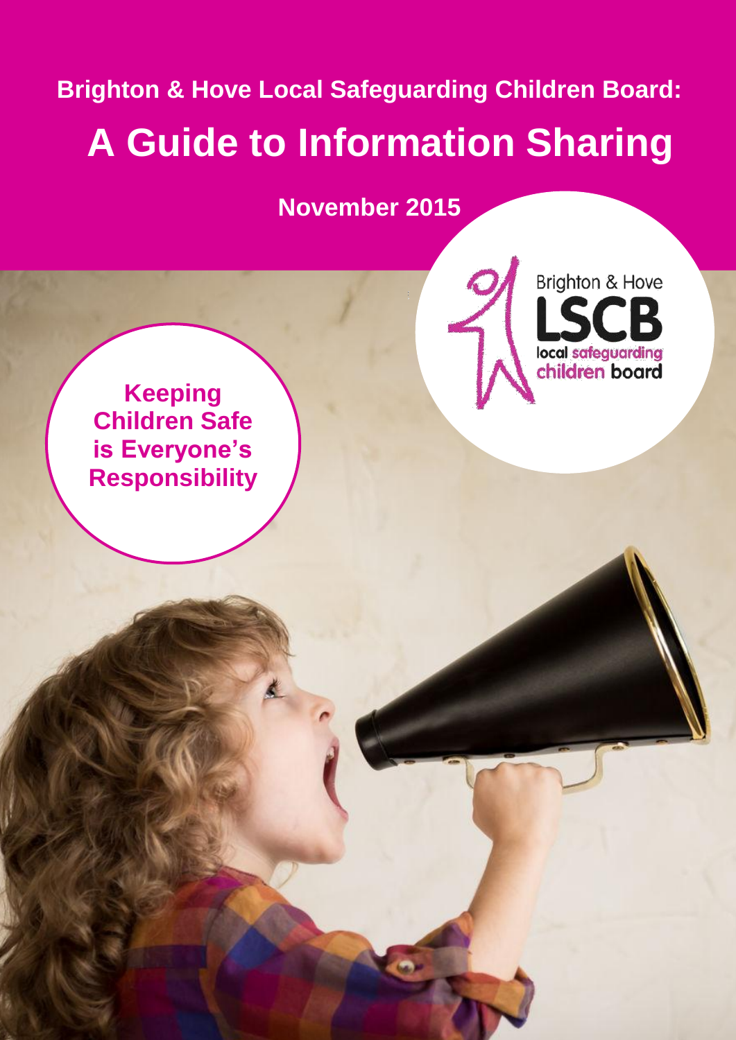**Brighton & Hove Local Safeguarding Children Board:**

# A Guide to Information Sharing

**November 2015**

Brighton & Hove LSCB local safeguarding children board

**Keeping Children Safe is Everyone's Responsibility**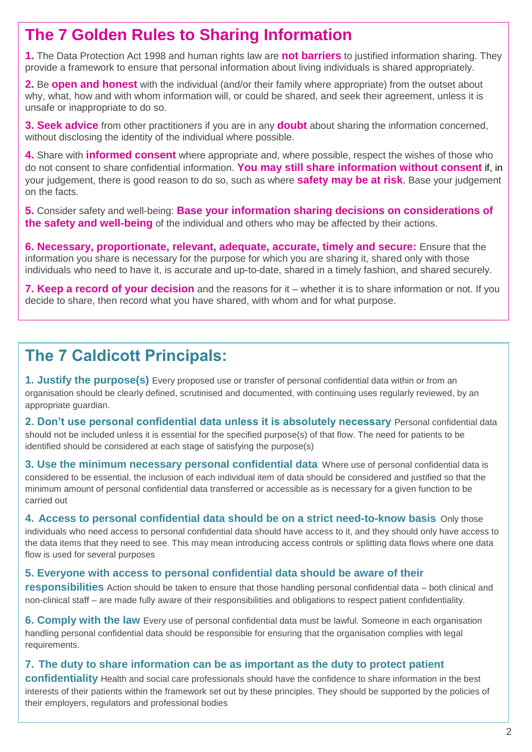## The 7 Golden Rules to Sharing Information

**1.** The Data Protection Act 1998 and human rights law are **not barriers** to justified information sharing. They provide a framework to ensure that personal information about living individuals is shared appropriately.

**2.** Be **open and honest** with the individual (and/or their family where appropriate) from the outset about why, what, how and with whom information will, or could be shared, and seek their agreement, unless it is unsafe or inappropriate to do so.

**3. Seek advice** from other practitioners if you are in any **doubt** about sharing the information concerned, without disclosing the identity of the individual where possible.

**4.** Share with **informed consent** where appropriate and, where possible, respect the wishes of those who do not consent to share confidential information. **You may still share information without consent** if, in your judgement, there is good reason to do so, such as where **safety may be at risk**. Base your judgement on the facts.

**5.** Consider safety and well-being: **Base your information sharing decisions on considerations of the safety and well-being** of the individual and others who may be affected by their actions.

**6. Necessary, proportionate, relevant, adequate, accurate, timely and secure:** Ensure that the information you share is necessary for the purpose for which you are sharing it, shared only with those individuals who need to have it, is accurate and up-to-date, shared in a timely fashion, and shared securely.

**7. Keep a record of your decision** and the reasons for it – whether it is to share information or not. If you decide to share, then record what you have shared, with whom and for what purpose.

## The 7 Caldicott Principals:

**1. Justify the purpose(s)** Every proposed use or transfer of personal confidential data within or from an organisation should be clearly defined, scrutinised and documented, with continuing uses regularly reviewed, by an appropriate guardian.

**2. Don't use personal confidential data unless it is absolutely necessary** Personal confidential data should not be included unless it is essential for the specified purpose(s) of that flow. The need for patients to be identified should be considered at each stage of satisfying the purpose(s)

**3. Use the minimum necessary personal confidential data** Where use of personal confidential data is considered to be essential, the inclusion of each individual item of data should be considered and justified so that the minimum amount of personal confidential data transferred or accessible as is necessary for a given function to be carried out

**4. Access to personal confidential data should be on a strict need-to-know basis** Only those individuals who need access to personal confidential data should have access to it, and they should only have access to the data items that they need to see. This may mean introducing access controls or splitting data flows where one data flow is used for several purposes

**5. Everyone with access to personal confidential data should be aware of their responsibilities** Action should be taken to ensure that those handling personal confidential data – both clinical and non-clinical staff – are made fully aware of their responsibilities and obligations to respect patient confidentiality.

**6. Comply with the law** Every use of personal confidential data must be lawful. Someone in each organisation handling personal confidential data should be responsible for ensuring that the organisation complies with legal requirements.

**7. The duty to share information can be as important as the duty to protect patient confidentiality** Health and social care professionals should have the confidence to share information in the best interests of their patients within the framework set out by these principles. They should be supported by the policies of their employers, regulators and professional bodies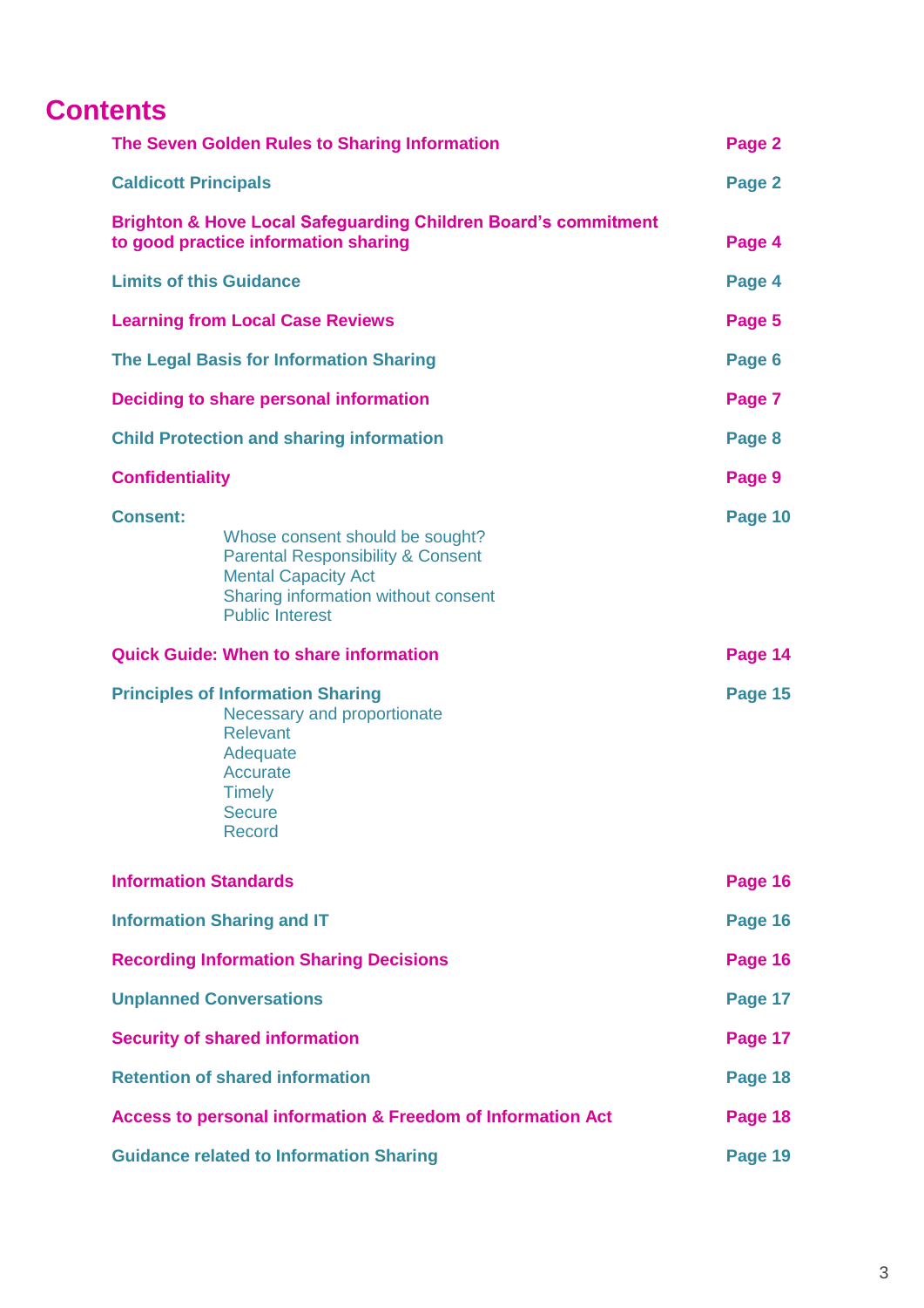# Contents

| | |
|---|---|
| **The Seven Golden Rules to Sharing Information** | **Page 2** |
| **Caldicott Principals** | **Page 2** |
| **Brighton & Hove Local Safeguarding Children Board's commitment to good practice information sharing** | **Page 4** |
| **Limits of this Guidance** | **Page 4** |
| **Learning from Local Case Reviews** | **Page 5** |
| **The Legal Basis for Information Sharing** | **Page 6** |
| **Deciding to share personal information** | **Page 7** |
| **Child Protection and sharing information** | **Page 8** |
| **Confidentiality** | **Page 9** |
| **Consent:**<br>Whose consent should be sought?<br>Parental Responsibility & Consent<br>Mental Capacity Act<br>Sharing information without consent<br>Public Interest | **Page 10** |
| **Quick Guide: When to share information** | **Page 14** |
| **Principles of Information Sharing**<br>Necessary and proportionate<br>Relevant<br>Adequate<br>Accurate<br>Timely<br>Secure<br>Record | **Page 15** |
| **Information Standards** | **Page 16** |
| **Information Sharing and IT** | **Page 16** |
| **Recording Information Sharing Decisions** | **Page 16** |
| **Unplanned Conversations** | **Page 17** |
| **Security of shared information** | **Page 17** |
| **Retention of shared information** | **Page 18** |
| **Access to personal information & Freedom of Information Act** | **Page 18** |
| **Guidance related to Information Sharing** | **Page 19** |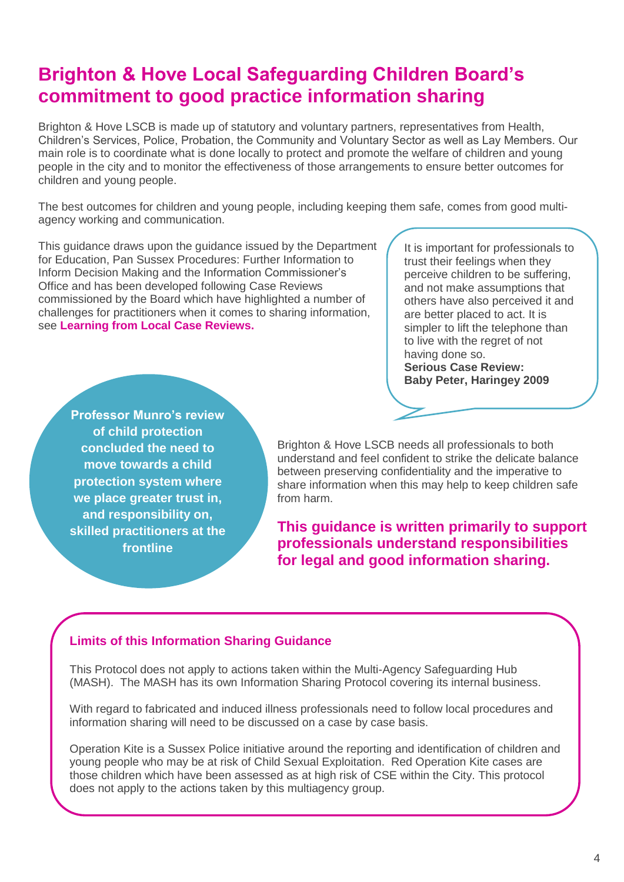# Brighton & Hove Local Safeguarding Children Board's commitment to good practice information sharing

Brighton & Hove LSCB is made up of statutory and voluntary partners, representatives from Health, Children's Services, Police, Probation, the Community and Voluntary Sector as well as Lay Members. Our main role is to coordinate what is done locally to protect and promote the welfare of children and young people in the city and to monitor the effectiveness of those arrangements to ensure better outcomes for children and young people.

The best outcomes for children and young people, including keeping them safe, comes from good multi-agency working and communication.

This guidance draws upon the guidance issued by the Department for Education, Pan Sussex Procedures: Further Information to Inform Decision Making and the Information Commissioner's Office and has been developed following Case Reviews commissioned by the Board which have highlighted a number of challenges for practitioners when it comes to sharing information, see **Learning from Local Case Reviews.**

> It is important for professionals to trust their feelings when they perceive children to be suffering, and not make assumptions that others have also perceived it and are better placed to act. It is simpler to lift the telephone than to live with the regret of not having done so.
> **Serious Case Review: Baby Peter, Haringey 2009**

**Professor Munro's review of child protection concluded the need to move towards a child protection system where we place greater trust in, and responsibility on, skilled practitioners at the frontline**

Brighton & Hove LSCB needs all professionals to both understand and feel confident to strike the delicate balance between preserving confidentiality and the imperative to share information when this may help to keep children safe from harm.

**This guidance is written primarily to support professionals understand responsibilities for legal and good information sharing.**

### Limits of this Information Sharing Guidance

This Protocol does not apply to actions taken within the Multi-Agency Safeguarding Hub (MASH). The MASH has its own Information Sharing Protocol covering its internal business.

With regard to fabricated and induced illness professionals need to follow local procedures and information sharing will need to be discussed on a case by case basis.

Operation Kite is a Sussex Police initiative around the reporting and identification of children and young people who may be at risk of Child Sexual Exploitation. Red Operation Kite cases are those children which have been assessed as at high risk of CSE within the City. This protocol does not apply to the actions taken by this multiagency group.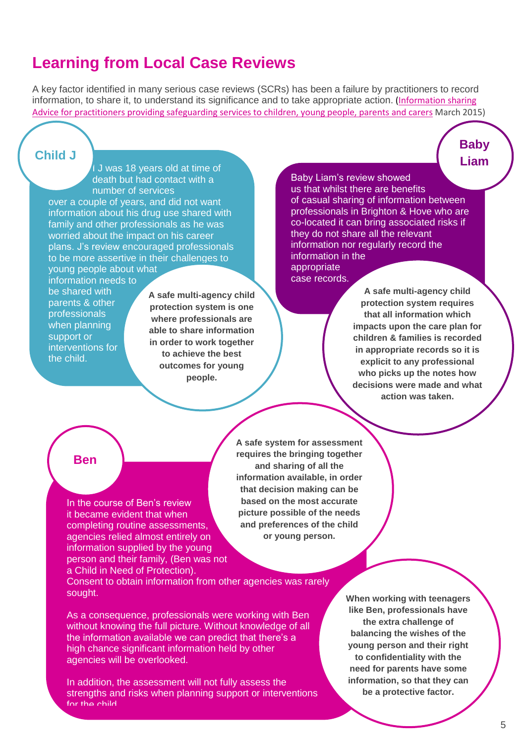# Learning from Local Case Reviews

A key factor identified in many serious case reviews (SCRs) has been a failure by practitioners to record information, to share it, to understand its significance and to take appropriate action. (Information sharing Advice for practitioners providing safeguarding services to children, young people, parents and carers March 2015)

## Child J

J was 18 years old at time of death but had contact with a number of services over a couple of years, and did not want information about his drug use shared with family and other professionals as he was worried about the impact on his career plans. J's review encouraged professionals to be more assertive in their challenges to young people about what information needs to be shared with parents & other professionals when planning support or interventions for the child.

**A safe multi-agency child protection system is one where professionals are able to share information in order to work together to achieve the best outcomes for young people.**

## Baby Liam

Baby Liam's review showed us that whilst there are benefits of casual sharing of information between professionals in Brighton & Hove who are co-located it can bring associated risks if they do not share all the relevant information nor regularly record the information in the appropriate case records.

**A safe multi-agency child protection system requires that all information which impacts upon the care plan for children & families is recorded in appropriate records so it is explicit to any professional who picks up the notes how decisions were made and what action was taken.**

## Ben

In the course of Ben's review it became evident that when completing routine assessments, agencies relied almost entirely on information supplied by the young person and their family, (Ben was not a Child in Need of Protection). Consent to obtain information from other agencies was rarely sought.

As a consequence, professionals were working with Ben without knowing the full picture. Without knowledge of all the information available we can predict that there's a high chance significant information held by other agencies will be overlooked.

In addition, the assessment will not fully assess the strengths and risks when planning support or interventions for the child.

**A safe system for assessment requires the bringing together and sharing of all the information available, in order that decision making can be based on the most accurate picture possible of the needs and preferences of the child or young person.**

**When working with teenagers like Ben, professionals have the extra challenge of balancing the wishes of the young person and their right to confidentiality with the need for parents have some information, so that they can be a protective factor.**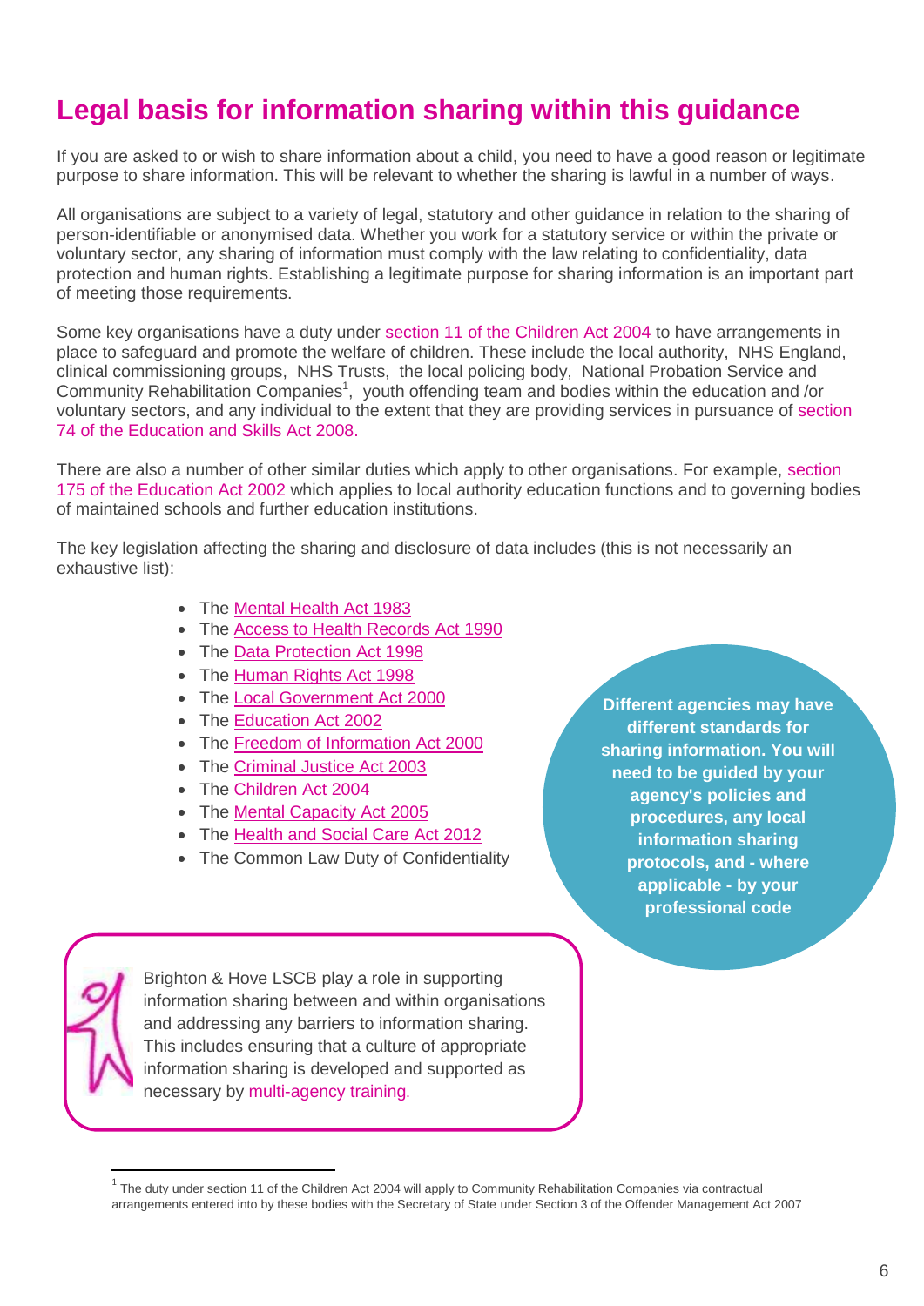# Legal basis for information sharing within this guidance

If you are asked to or wish to share information about a child, you need to have a good reason or legitimate purpose to share information. This will be relevant to whether the sharing is lawful in a number of ways.

All organisations are subject to a variety of legal, statutory and other guidance in relation to the sharing of person-identifiable or anonymised data. Whether you work for a statutory service or within the private or voluntary sector, any sharing of information must comply with the law relating to confidentiality, data protection and human rights. Establishing a legitimate purpose for sharing information is an important part of meeting those requirements.

Some key organisations have a duty under section 11 of the Children Act 2004 to have arrangements in place to safeguard and promote the welfare of children. These include the local authority, NHS England, clinical commissioning groups, NHS Trusts, the local policing body, National Probation Service and Community Rehabilitation Companies[1], youth offending team and bodies within the education and /or voluntary sectors, and any individual to the extent that they are providing services in pursuance of section 74 of the Education and Skills Act 2008.

There are also a number of other similar duties which apply to other organisations. For example, section 175 of the Education Act 2002 which applies to local authority education functions and to governing bodies of maintained schools and further education institutions.

The key legislation affecting the sharing and disclosure of data includes (this is not necessarily an exhaustive list):

- The Mental Health Act 1983
- The Access to Health Records Act 1990
- The Data Protection Act 1998
- The Human Rights Act 1998
- The Local Government Act 2000
- The Education Act 2002
- The Freedom of Information Act 2000
- The Criminal Justice Act 2003
- The Children Act 2004
- The Mental Capacity Act 2005
- The Health and Social Care Act 2012
- The Common Law Duty of Confidentiality

**Different agencies may have different standards for sharing information. You will need to be guided by your agency's policies and procedures, any local information sharing protocols, and - where applicable - by your professional code**

Brighton & Hove LSCB play a role in supporting information sharing between and within organisations and addressing any barriers to information sharing. This includes ensuring that a culture of appropriate information sharing is developed and supported as necessary by multi-agency training.

---

[1] The duty under section 11 of the Children Act 2004 will apply to Community Rehabilitation Companies via contractual arrangements entered into by these bodies with the Secretary of State under Section 3 of the Offender Management Act 2007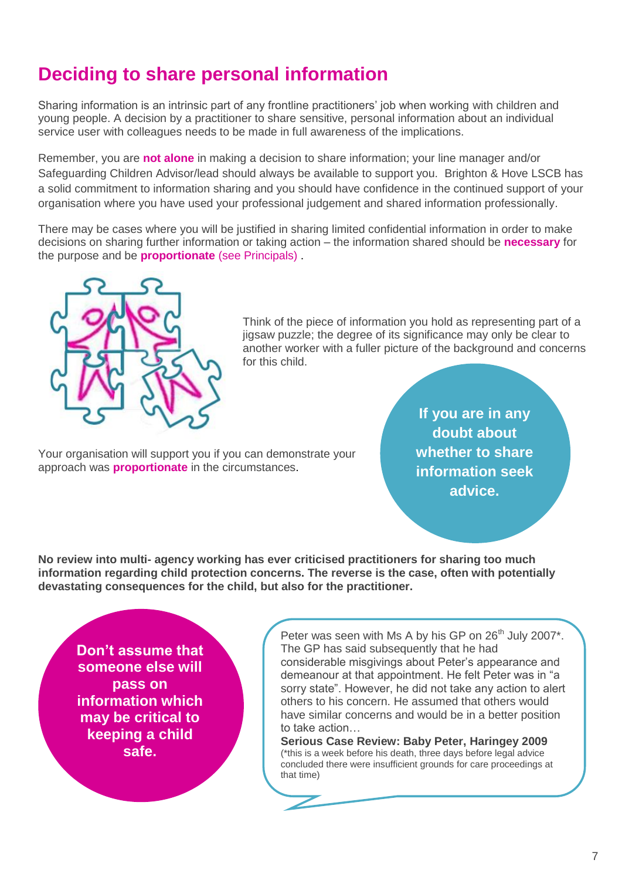# Deciding to share personal information

Sharing information is an intrinsic part of any frontline practitioners' job when working with children and young people. A decision by a practitioner to share sensitive, personal information about an individual service user with colleagues needs to be made in full awareness of the implications.

Remember, you are **not alone** in making a decision to share information; your line manager and/or Safeguarding Children Advisor/lead should always be available to support you. Brighton & Hove LSCB has a solid commitment to information sharing and you should have confidence in the continued support of your organisation where you have used your professional judgement and shared information professionally.

There may be cases where you will be justified in sharing limited confidential information in order to make decisions on sharing further information or taking action – the information shared should be **necessary** for the purpose and be **proportionate** (see Principals) .

Think of the piece of information you hold as representing part of a jigsaw puzzle; the degree of its significance may only be clear to another worker with a fuller picture of the background and concerns for this child.

Your organisation will support you if you can demonstrate your approach was **proportionate** in the circumstances.

**If you are in any doubt about whether to share information seek advice.**

**No review into multi- agency working has ever criticised practitioners for sharing too much information regarding child protection concerns. The reverse is the case, often with potentially devastating consequences for the child, but also for the practitioner.**

**Don't assume that someone else will pass on information which may be critical to keeping a child safe.**

Peter was seen with Ms A by his GP on 26th July 2007*. The GP has said subsequently that he had considerable misgivings about Peter's appearance and demeanour at that appointment. He felt Peter was in "a sorry state". However, he did not take any action to alert others to his concern. He assumed that others would have similar concerns and would be in a better position to take action…

**Serious Case Review: Baby Peter, Haringey 2009**
(*this is a week before his death, three days before legal advice concluded there were insufficient grounds for care proceedings at that time)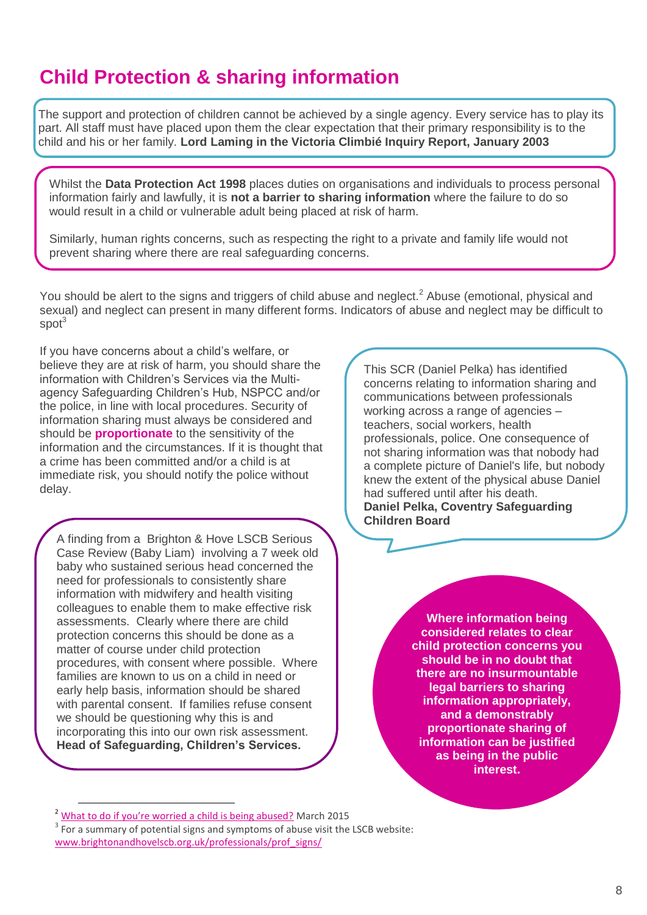# Child Protection & sharing information

The support and protection of children cannot be achieved by a single agency. Every service has to play its part. All staff must have placed upon them the clear expectation that their primary responsibility is to the child and his or her family. **Lord Laming in the Victoria Climbié Inquiry Report, January 2003**

Whilst the **Data Protection Act 1998** places duties on organisations and individuals to process personal information fairly and lawfully, it is **not a barrier to sharing information** where the failure to do so would result in a child or vulnerable adult being placed at risk of harm.

Similarly, human rights concerns, such as respecting the right to a private and family life would not prevent sharing where there are real safeguarding concerns.

You should be alert to the signs and triggers of child abuse and neglect.[2] Abuse (emotional, physical and sexual) and neglect can present in many different forms. Indicators of abuse and neglect may be difficult to spot[3]

If you have concerns about a child's welfare, or believe they are at risk of harm, you should share the information with Children's Services via the Multi-agency Safeguarding Children's Hub, NSPCC and/or the police, in line with local procedures. Security of information sharing must always be considered and should be **proportionate** to the sensitivity of the information and the circumstances. If it is thought that a crime has been committed and/or a child is at immediate risk, you should notify the police without delay.

A finding from a Brighton & Hove LSCB Serious Case Review (Baby Liam) involving a 7 week old baby who sustained serious head concerned the need for professionals to consistently share information with midwifery and health visiting colleagues to enable them to make effective risk assessments. Clearly where there are child protection concerns this should be done as a matter of course under child protection procedures, with consent where possible. Where families are known to us on a child in need or early help basis, information should be shared with parental consent. If families refuse consent we should be questioning why this is and incorporating this into our own risk assessment. **Head of Safeguarding, Children's Services.**

This SCR (Daniel Pelka) has identified concerns relating to information sharing and communications between professionals working across a range of agencies – teachers, social workers, health professionals, police. One consequence of not sharing information was that nobody had a complete picture of Daniel's life, but nobody knew the extent of the physical abuse Daniel had suffered until after his death. **Daniel Pelka, Coventry Safeguarding Children Board**

**Where information being considered relates to clear child protection concerns you should be in no doubt that there are no insurmountable legal barriers to sharing information appropriately, and a demonstrably proportionate sharing of information can be justified as being in the public interest.**

---

[2] What to do if you're worried a child is being abused? March 2015

[3] For a summary of potential signs and symptoms of abuse visit the LSCB website: www.brightonandhovelscb.org.uk/professionals/prof_signs/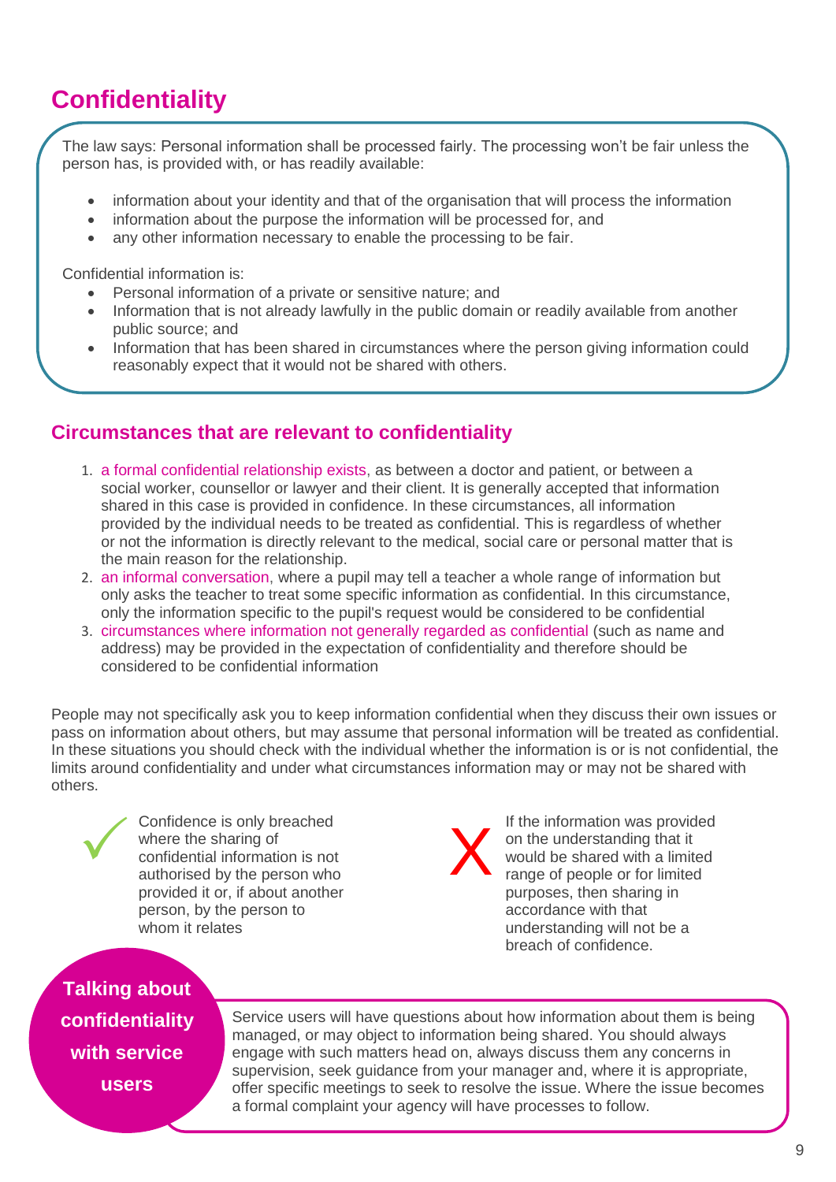# Confidentiality

The law says: Personal information shall be processed fairly. The processing won't be fair unless the person has, is provided with, or has readily available:

- information about your identity and that of the organisation that will process the information
- information about the purpose the information will be processed for, and
- any other information necessary to enable the processing to be fair.

Confidential information is:

- Personal information of a private or sensitive nature; and
- Information that is not already lawfully in the public domain or readily available from another public source; and
- Information that has been shared in circumstances where the person giving information could reasonably expect that it would not be shared with others.

## Circumstances that are relevant to confidentiality

1. a formal confidential relationship exists, as between a doctor and patient, or between a social worker, counsellor or lawyer and their client. It is generally accepted that information shared in this case is provided in confidence. In these circumstances, all information provided by the individual needs to be treated as confidential. This is regardless of whether or not the information is directly relevant to the medical, social care or personal matter that is the main reason for the relationship.
2. an informal conversation, where a pupil may tell a teacher a whole range of information but only asks the teacher to treat some specific information as confidential. In this circumstance, only the information specific to the pupil's request would be considered to be confidential
3. circumstances where information not generally regarded as confidential (such as name and address) may be provided in the expectation of confidentiality and therefore should be considered to be confidential information

People may not specifically ask you to keep information confidential when they discuss their own issues or pass on information about others, but may assume that personal information will be treated as confidential. In these situations you should check with the individual whether the information is or is not confidential, the limits around confidentiality and under what circumstances information may or may not be shared with others.

✓ Confidence is only breached where the sharing of confidential information is not authorised by the person who provided it or, if about another person, by the person to whom it relates

X If the information was provided on the understanding that it would be shared with a limited range of people or for limited purposes, then sharing in accordance with that understanding will not be a breach of confidence.

**Talking about confidentiality with service users**

Service users will have questions about how information about them is being managed, or may object to information being shared. You should always engage with such matters head on, always discuss them any concerns in supervision, seek guidance from your manager and, where it is appropriate, offer specific meetings to seek to resolve the issue. Where the issue becomes a formal complaint your agency will have processes to follow.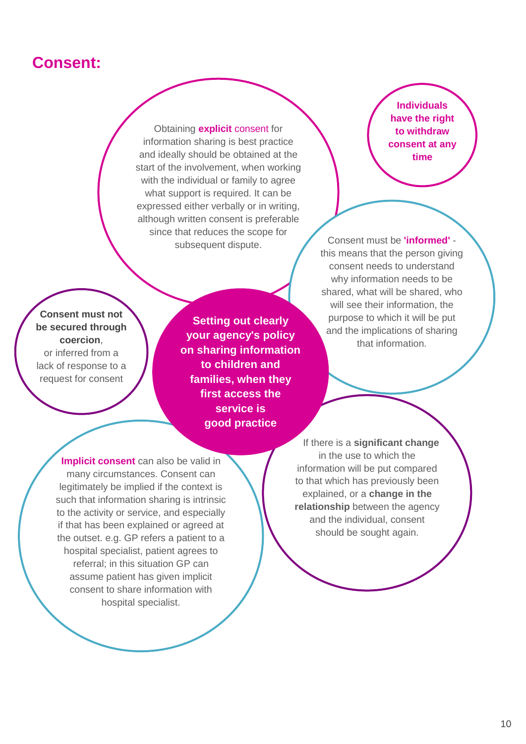## Consent:

Obtaining **explicit** consent for information sharing is best practice and ideally should be obtained at the start of the involvement, when working with the individual or family to agree what support is required. It can be expressed either verbally or in writing, although written consent is preferable since that reduces the scope for subsequent dispute.

**Individuals have the right to withdraw consent at any time**

Consent must be **'informed'** - this means that the person giving consent needs to understand why information needs to be shared, what will be shared, who will see their information, the purpose to which it will be put and the implications of sharing that information.

**Consent must not be secured through coercion**, or inferred from a lack of response to a request for consent

**Setting out clearly your agency's policy on sharing information to children and families, when they first access the service is good practice**

**Implicit consent** can also be valid in many circumstances. Consent can legitimately be implied if the context is such that information sharing is intrinsic to the activity or service, and especially if that has been explained or agreed at the outset. e.g. GP refers a patient to a hospital specialist, patient agrees to referral; in this situation GP can assume patient has given implicit consent to share information with hospital specialist.

If there is a **significant change** in the use to which the information will be put compared to that which has previously been explained, or a **change in the relationship** between the agency and the individual, consent should be sought again.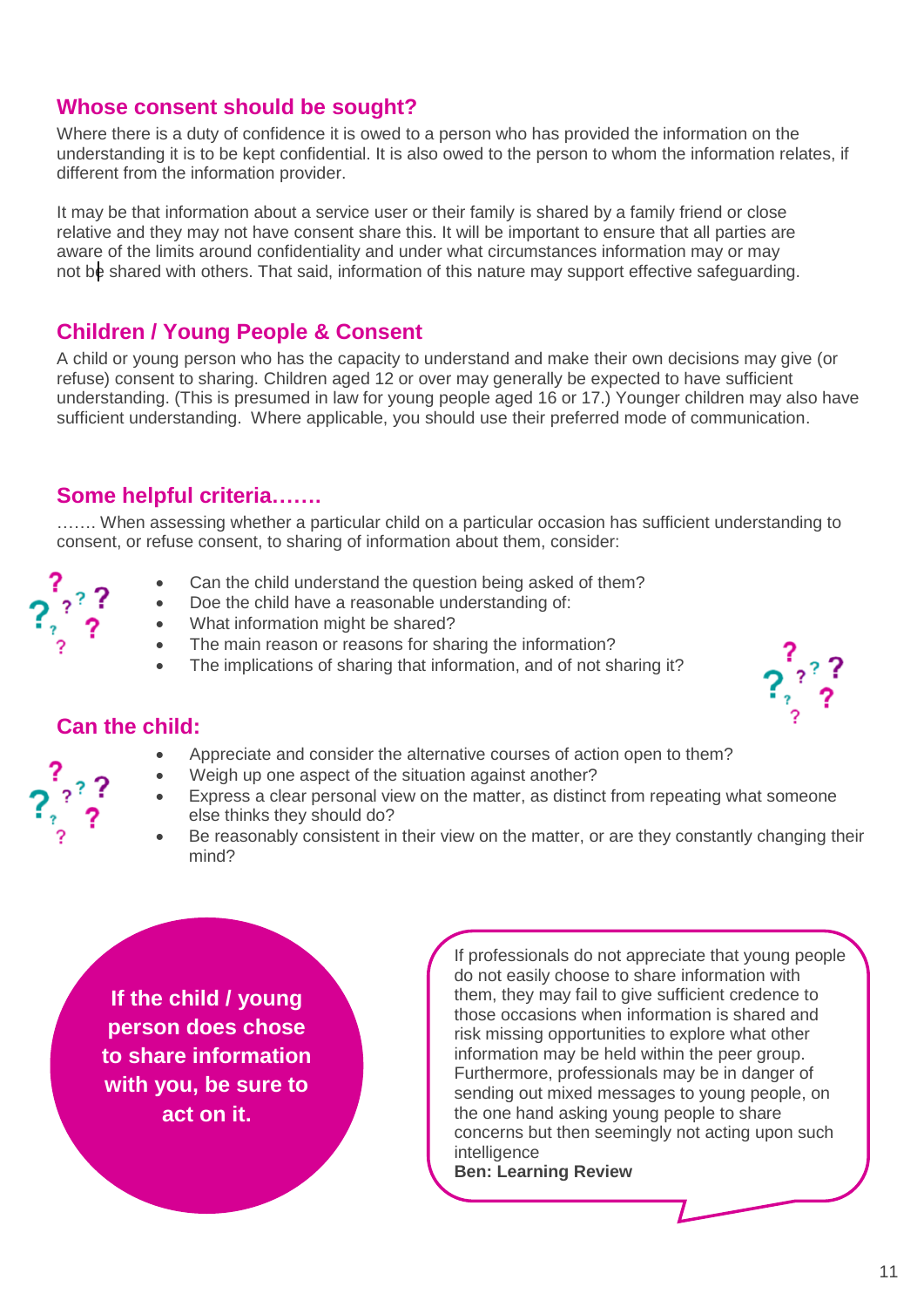## Whose consent should be sought?

Where there is a duty of confidence it is owed to a person who has provided the information on the understanding it is to be kept confidential. It is also owed to the person to whom the information relates, if different from the information provider.

It may be that information about a service user or their family is shared by a family friend or close relative and they may not have consent share this. It will be important to ensure that all parties are aware of the limits around confidentiality and under what circumstances information may or may not be shared with others. That said, information of this nature may support effective safeguarding.

## Children / Young People & Consent

A child or young person who has the capacity to understand and make their own decisions may give (or refuse) consent to sharing. Children aged 12 or over may generally be expected to have sufficient understanding. (This is presumed in law for young people aged 16 or 17.) Younger children may also have sufficient understanding. Where applicable, you should use their preferred mode of communication.

## Some helpful criteria…….

……. When assessing whether a particular child on a particular occasion has sufficient understanding to consent, or refuse consent, to sharing of information about them, consider:

- Can the child understand the question being asked of them?
- Doe the child have a reasonable understanding of:
- What information might be shared?
- The main reason or reasons for sharing the information?
- The implications of sharing that information, and of not sharing it?

## Can the child:

- Appreciate and consider the alternative courses of action open to them?
- Weigh up one aspect of the situation against another?
- Express a clear personal view on the matter, as distinct from repeating what someone else thinks they should do?
- Be reasonably consistent in their view on the matter, or are they constantly changing their mind?

**If the child / young person does chose to share information with you, be sure to act on it.**

If professionals do not appreciate that young people do not easily choose to share information with them, they may fail to give sufficient credence to those occasions when information is shared and risk missing opportunities to explore what other information may be held within the peer group. Furthermore, professionals may be in danger of sending out mixed messages to young people, on the one hand asking young people to share concerns but then seemingly not acting upon such intelligence

**Ben: Learning Review**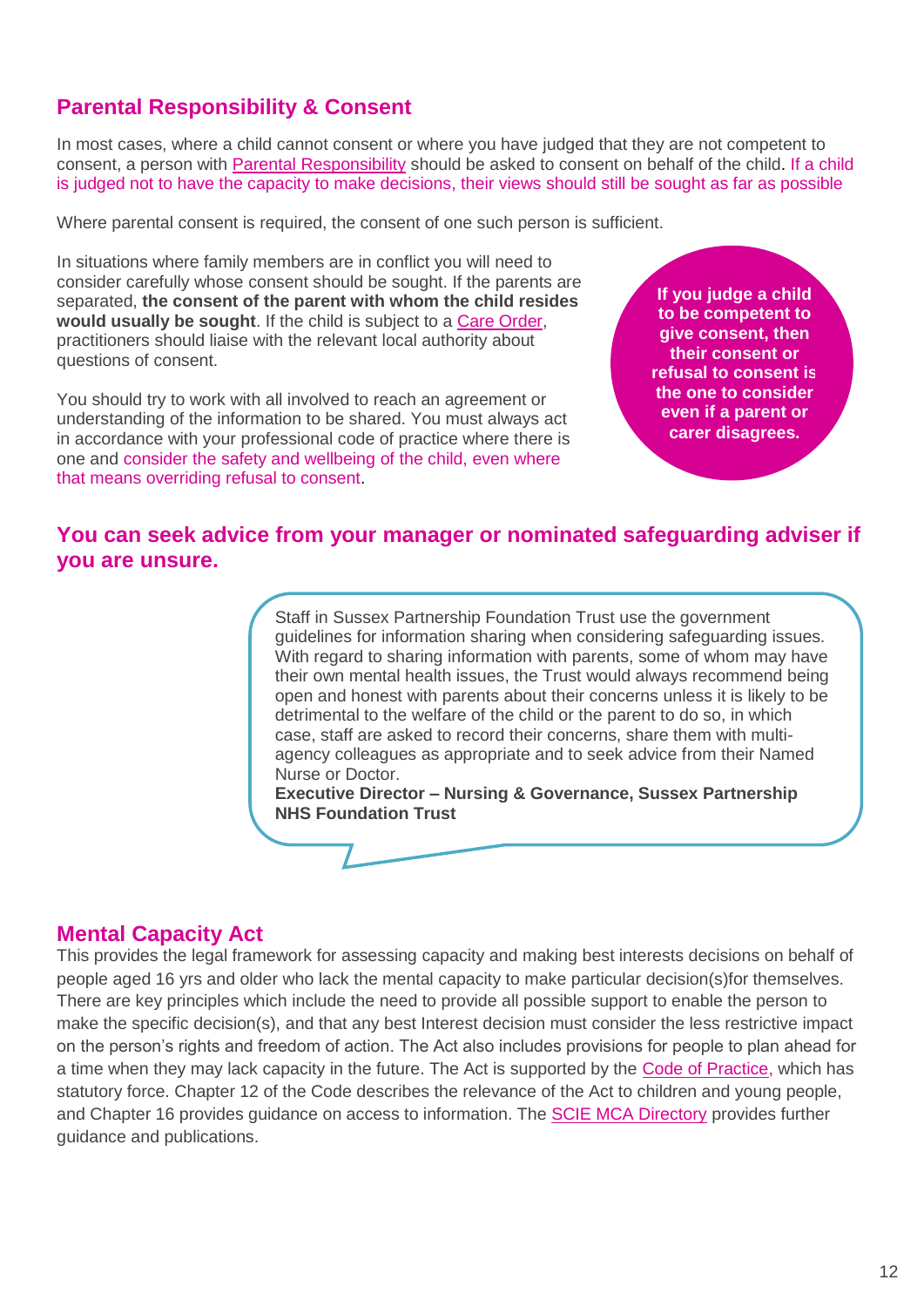## Parental Responsibility & Consent

In most cases, where a child cannot consent or where you have judged that they are not competent to consent, a person with Parental Responsibility should be asked to consent on behalf of the child. If a child is judged not to have the capacity to make decisions, their views should still be sought as far as possible

Where parental consent is required, the consent of one such person is sufficient.

In situations where family members are in conflict you will need to consider carefully whose consent should be sought. If the parents are separated, **the consent of the parent with whom the child resides would usually be sought**. If the child is subject to a Care Order, practitioners should liaise with the relevant local authority about questions of consent.

You should try to work with all involved to reach an agreement or understanding of the information to be shared. You must always act in accordance with your professional code of practice where there is one and consider the safety and wellbeing of the child, even where that means overriding refusal to consent.

**If you judge a child to be competent to give consent, then their consent or refusal to consent is the one to consider even if a parent or carer disagrees.**

**You can seek advice from your manager or nominated safeguarding adviser if you are unsure.**

Staff in Sussex Partnership Foundation Trust use the government guidelines for information sharing when considering safeguarding issues. With regard to sharing information with parents, some of whom may have their own mental health issues, the Trust would always recommend being open and honest with parents about their concerns unless it is likely to be detrimental to the welfare of the child or the parent to do so, in which case, staff are asked to record their concerns, share them with multi-agency colleagues as appropriate and to seek advice from their Named Nurse or Doctor.
**Executive Director – Nursing & Governance, Sussex Partnership NHS Foundation Trust**

## Mental Capacity Act

This provides the legal framework for assessing capacity and making best interests decisions on behalf of people aged 16 yrs and older who lack the mental capacity to make particular decision(s)for themselves. There are key principles which include the need to provide all possible support to enable the person to make the specific decision(s), and that any best Interest decision must consider the less restrictive impact on the person's rights and freedom of action. The Act also includes provisions for people to plan ahead for a time when they may lack capacity in the future. The Act is supported by the Code of Practice, which has statutory force. Chapter 12 of the Code describes the relevance of the Act to children and young people, and Chapter 16 provides guidance on access to information. The SCIE MCA Directory provides further guidance and publications.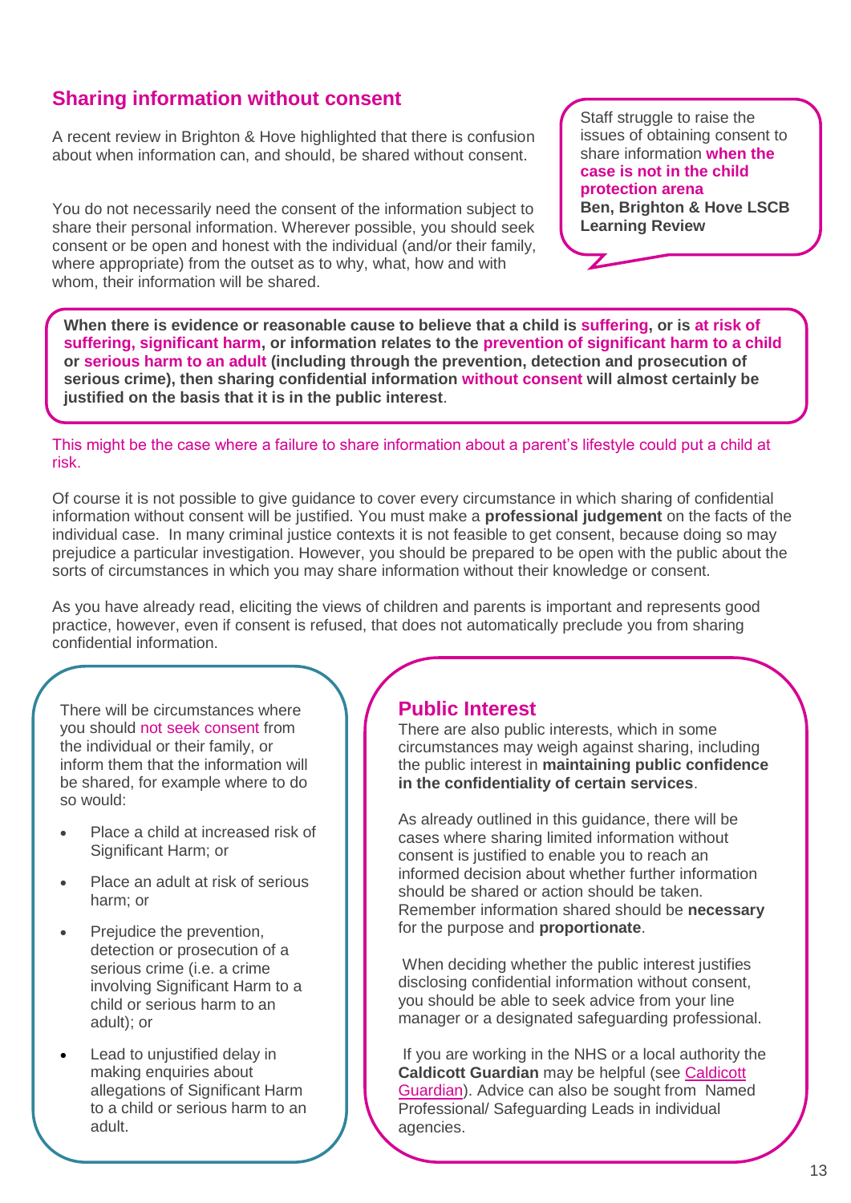## Sharing information without consent

A recent review in Brighton & Hove highlighted that there is confusion about when information can, and should, be shared without consent.

You do not necessarily need the consent of the information subject to share their personal information. Wherever possible, you should seek consent or be open and honest with the individual (and/or their family, where appropriate) from the outset as to why, what, how and with whom, their information will be shared.

> Staff struggle to raise the issues of obtaining consent to share information **when the case is not in the child protection arena**
> **Ben, Brighton & Hove LSCB Learning Review**

**When there is evidence or reasonable cause to believe that a child is suffering, or is at risk of suffering, significant harm, or information relates to the prevention of significant harm to a child or serious harm to an adult (including through the prevention, detection and prosecution of serious crime), then sharing confidential information without consent will almost certainly be justified on the basis that it is in the public interest**.

This might be the case where a failure to share information about a parent's lifestyle could put a child at risk.

Of course it is not possible to give guidance to cover every circumstance in which sharing of confidential information without consent will be justified. You must make a **professional judgement** on the facts of the individual case. In many criminal justice contexts it is not feasible to get consent, because doing so may prejudice a particular investigation. However, you should be prepared to be open with the public about the sorts of circumstances in which you may share information without their knowledge or consent.

As you have already read, eliciting the views of children and parents is important and represents good practice, however, even if consent is refused, that does not automatically preclude you from sharing confidential information.

There will be circumstances where you should not seek consent from the individual or their family, or inform them that the information will be shared, for example where to do so would:

- Place a child at increased risk of Significant Harm; or
- Place an adult at risk of serious harm; or
- Prejudice the prevention, detection or prosecution of a serious crime (i.e. a crime involving Significant Harm to a child or serious harm to an adult); or
- Lead to unjustified delay in making enquiries about allegations of Significant Harm to a child or serious harm to an adult.

### Public Interest

There are also public interests, which in some circumstances may weigh against sharing, including the public interest in **maintaining public confidence in the confidentiality of certain services**.

As already outlined in this guidance, there will be cases where sharing limited information without consent is justified to enable you to reach an informed decision about whether further information should be shared or action should be taken. Remember information shared should be **necessary** for the purpose and **proportionate**.

When deciding whether the public interest justifies disclosing confidential information without consent, you should be able to seek advice from your line manager or a designated safeguarding professional.

If you are working in the NHS or a local authority the **Caldicott Guardian** may be helpful (see Caldicott Guardian). Advice can also be sought from Named Professional/ Safeguarding Leads in individual agencies.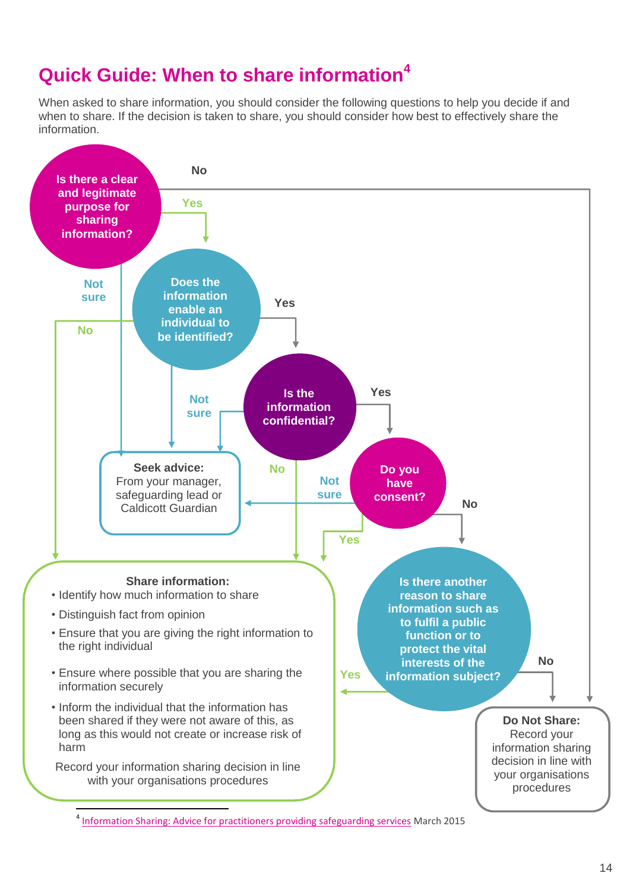# Quick Guide: When to share information[4]

When asked to share information, you should consider the following questions to help you decide if and when to share. If the decision is taken to share, you should consider how best to effectively share the information.

**Is there a clear and legitimate purpose for sharing information?**

- Yes → Does the information enable an individual to be identified?
- No → Do Not Share
- Not sure → Seek advice

**Does the information enable an individual to be identified?**

- Yes → Is the information confidential?
- No → Share information
- Not sure → Seek advice

**Is the information confidential?**

- Yes → Do you have consent?
- No → Share information
- Not sure → Seek advice

**Do you have consent?**

- Yes → Share information
- No → Is there another reason to share information such as to fulfil a public function or to protect the vital interests of the information subject?
- Not sure → Seek advice

**Is there another reason to share information such as to fulfil a public function or to protect the vital interests of the information subject?**

- Yes → Share information
- No → Do Not Share

**Seek advice:**
From your manager, safeguarding lead or Caldicott Guardian

**Share information:**

- Identify how much information to share
- Distinguish fact from opinion
- Ensure that you are giving the right information to the right individual
- Ensure where possible that you are sharing the information securely
- Inform the individual that the information has been shared if they were not aware of this, as long as this would not create or increase risk of harm

Record your information sharing decision in line with your organisations procedures

**Do Not Share:**
Record your information sharing decision in line with your organisations procedures

[4] Information Sharing: Advice for practitioners providing safeguarding services March 2015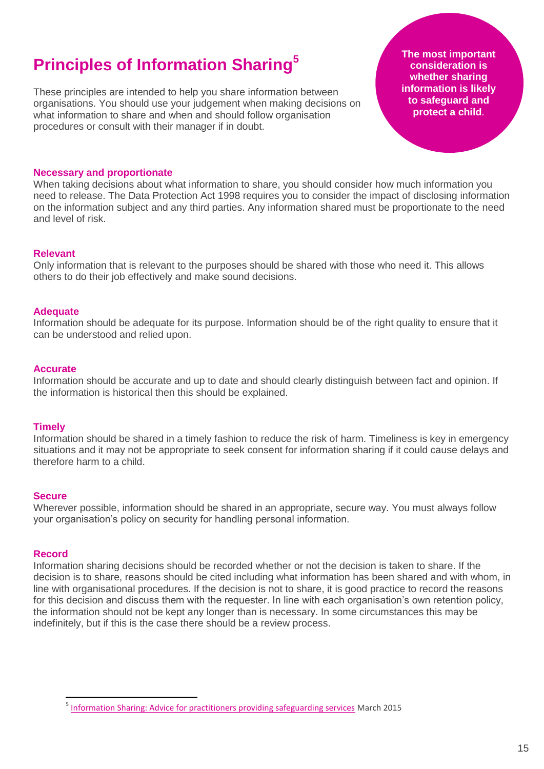## Principles of Information Sharing[5]

These principles are intended to help you share information between organisations. You should use your judgement when making decisions on what information to share and when and should follow organisation procedures or consult with their manager if in doubt.

**The most important consideration is whether sharing information is likely to safeguard and protect a child.**

### Necessary and proportionate

When taking decisions about what information to share, you should consider how much information you need to release. The Data Protection Act 1998 requires you to consider the impact of disclosing information on the information subject and any third parties. Any information shared must be proportionate to the need and level of risk.

### Relevant

Only information that is relevant to the purposes should be shared with those who need it. This allows others to do their job effectively and make sound decisions.

### Adequate

Information should be adequate for its purpose. Information should be of the right quality to ensure that it can be understood and relied upon.

### Accurate

Information should be accurate and up to date and should clearly distinguish between fact and opinion. If the information is historical then this should be explained.

### Timely

Information should be shared in a timely fashion to reduce the risk of harm. Timeliness is key in emergency situations and it may not be appropriate to seek consent for information sharing if it could cause delays and therefore harm to a child.

### Secure

Wherever possible, information should be shared in an appropriate, secure way. You must always follow your organisation's policy on security for handling personal information.

### Record

Information sharing decisions should be recorded whether or not the decision is taken to share. If the decision is to share, reasons should be cited including what information has been shared and with whom, in line with organisational procedures. If the decision is not to share, it is good practice to record the reasons for this decision and discuss them with the requester. In line with each organisation's own retention policy, the information should not be kept any longer than is necessary. In some circumstances this may be indefinitely, but if this is the case there should be a review process.

---

[5] Information Sharing: Advice for practitioners providing safeguarding services March 2015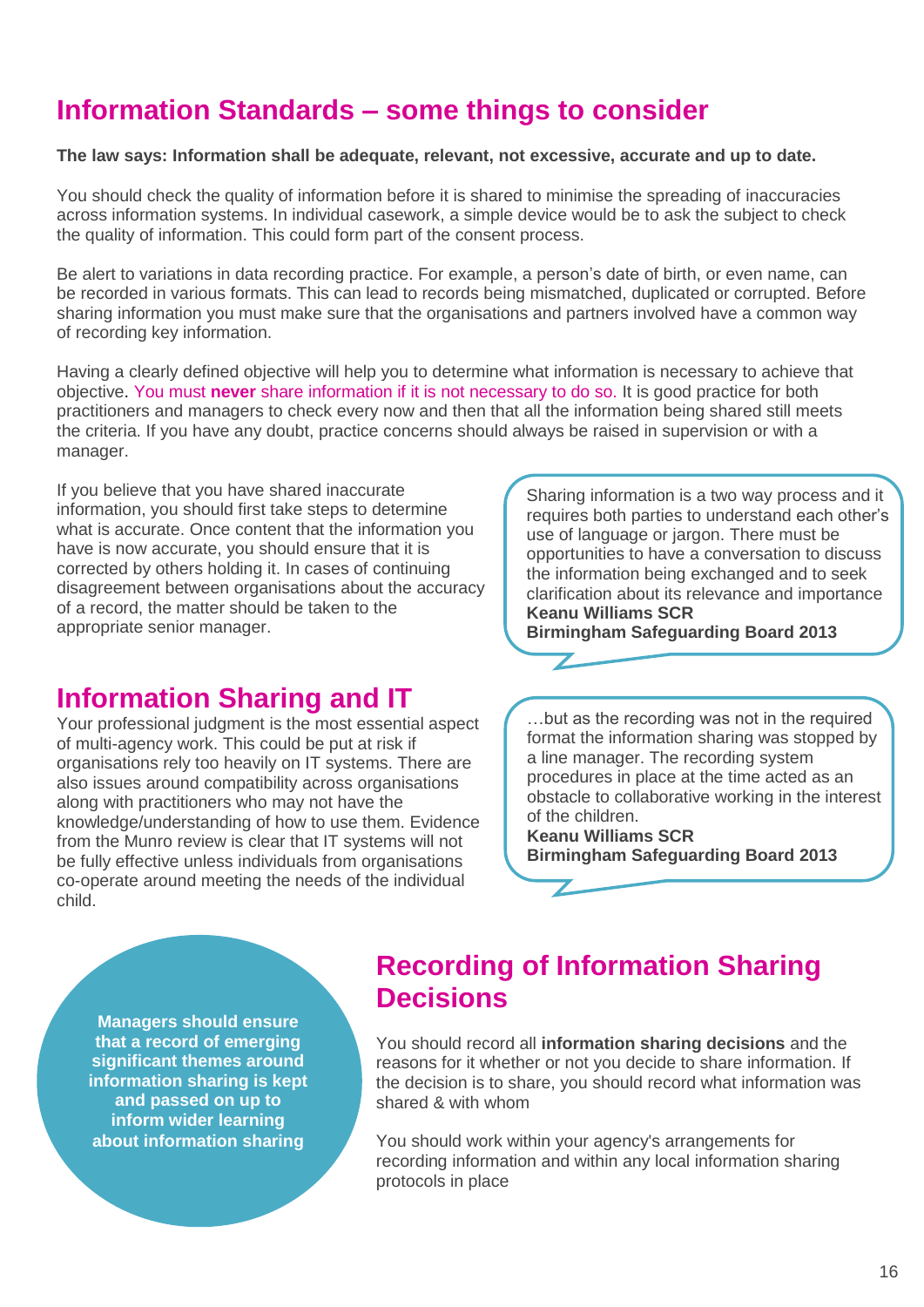## Information Standards – some things to consider

**The law says: Information shall be adequate, relevant, not excessive, accurate and up to date.**

You should check the quality of information before it is shared to minimise the spreading of inaccuracies across information systems. In individual casework, a simple device would be to ask the subject to check the quality of information. This could form part of the consent process.

Be alert to variations in data recording practice. For example, a person's date of birth, or even name, can be recorded in various formats. This can lead to records being mismatched, duplicated or corrupted. Before sharing information you must make sure that the organisations and partners involved have a common way of recording key information.

Having a clearly defined objective will help you to determine what information is necessary to achieve that objective. You must **never** share information if it is not necessary to do so. It is good practice for both practitioners and managers to check every now and then that all the information being shared still meets the criteria. If you have any doubt, practice concerns should always be raised in supervision or with a manager.

If you believe that you have shared inaccurate information, you should first take steps to determine what is accurate. Once content that the information you have is now accurate, you should ensure that it is corrected by others holding it. In cases of continuing disagreement between organisations about the accuracy of a record, the matter should be taken to the appropriate senior manager.

Sharing information is a two way process and it requires both parties to understand each other's use of language or jargon. There must be opportunities to have a conversation to discuss the information being exchanged and to seek clarification about its relevance and importance
**Keanu Williams SCR**
**Birmingham Safeguarding Board 2013**

## Information Sharing and IT

Your professional judgment is the most essential aspect of multi-agency work. This could be put at risk if organisations rely too heavily on IT systems. There are also issues around compatibility across organisations along with practitioners who may not have the knowledge/understanding of how to use them. Evidence from the Munro review is clear that IT systems will not be fully effective unless individuals from organisations co-operate around meeting the needs of the individual child.

…but as the recording was not in the required format the information sharing was stopped by a line manager. The recording system procedures in place at the time acted as an obstacle to collaborative working in the interest of the children.
**Keanu Williams SCR**
**Birmingham Safeguarding Board 2013**

**Managers should ensure that a record of emerging significant themes around information sharing is kept and passed on up to inform wider learning about information sharing**

## Recording of Information Sharing Decisions

You should record all **information sharing decisions** and the reasons for it whether or not you decide to share information. If the decision is to share, you should record what information was shared & with whom

You should work within your agency's arrangements for recording information and within any local information sharing protocols in place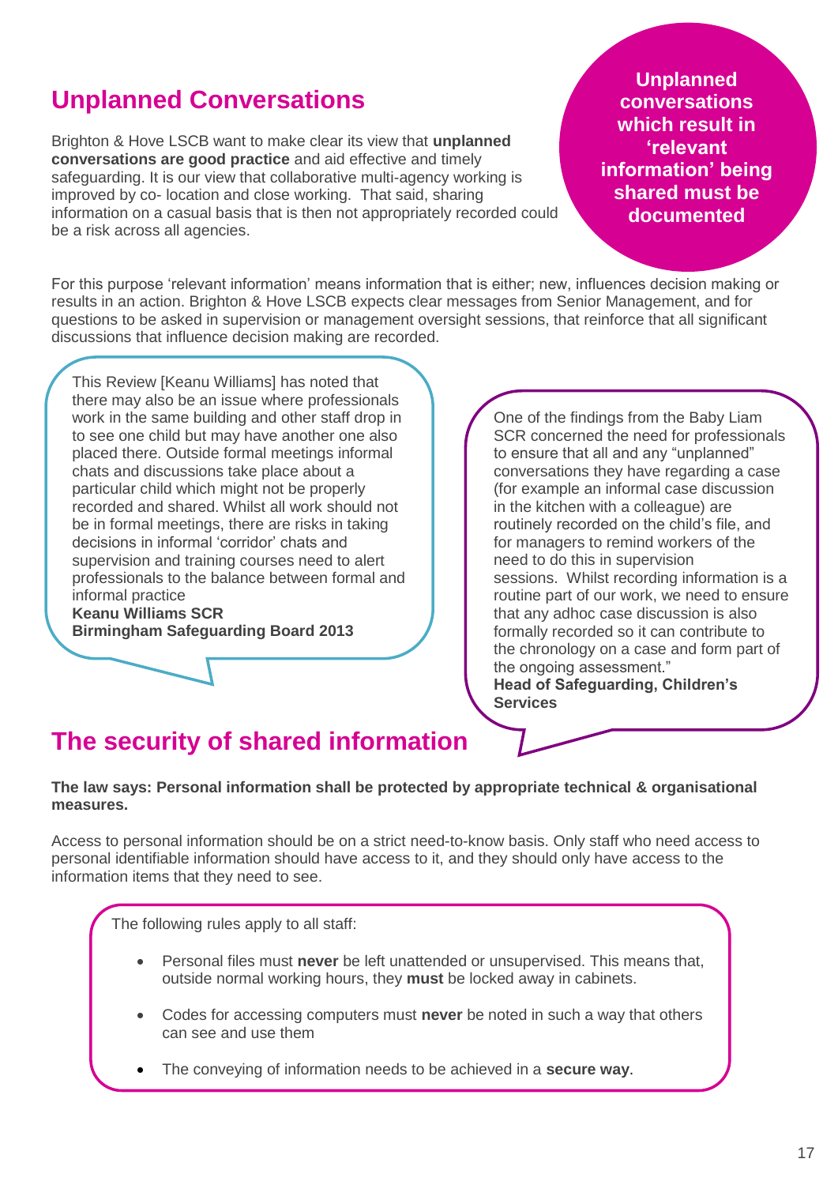## Unplanned Conversations

Brighton & Hove LSCB want to make clear its view that **unplanned conversations are good practice** and aid effective and timely safeguarding. It is our view that collaborative multi-agency working is improved by co- location and close working. That said, sharing information on a casual basis that is then not appropriately recorded could be a risk across all agencies.

**Unplanned conversations which result in 'relevant information' being shared must be documented**

For this purpose 'relevant information' means information that is either; new, influences decision making or results in an action. Brighton & Hove LSCB expects clear messages from Senior Management, and for questions to be asked in supervision or management oversight sessions, that reinforce that all significant discussions that influence decision making are recorded.

> This Review [Keanu Williams] has noted that there may also be an issue where professionals work in the same building and other staff drop in to see one child but may have another one also placed there. Outside formal meetings informal chats and discussions take place about a particular child which might not be properly recorded and shared. Whilst all work should not be in formal meetings, there are risks in taking decisions in informal 'corridor' chats and supervision and training courses need to alert professionals to the balance between formal and informal practice
> **Keanu Williams SCR**
> **Birmingham Safeguarding Board 2013**

> One of the findings from the Baby Liam SCR concerned the need for professionals to ensure that all and any "unplanned" conversations they have regarding a case (for example an informal case discussion in the kitchen with a colleague) are routinely recorded on the child's file, and for managers to remind workers of the need to do this in supervision sessions. Whilst recording information is a routine part of our work, we need to ensure that any adhoc case discussion is also formally recorded so it can contribute to the chronology on a case and form part of the ongoing assessment."
> **Head of Safeguarding, Children's Services**

## The security of shared information

**The law says: Personal information shall be protected by appropriate technical & organisational measures.**

Access to personal information should be on a strict need-to-know basis. Only staff who need access to personal identifiable information should have access to it, and they should only have access to the information items that they need to see.

The following rules apply to all staff:

- Personal files must **never** be left unattended or unsupervised. This means that, outside normal working hours, they **must** be locked away in cabinets.
- Codes for accessing computers must **never** be noted in such a way that others can see and use them
- The conveying of information needs to be achieved in a **secure way**.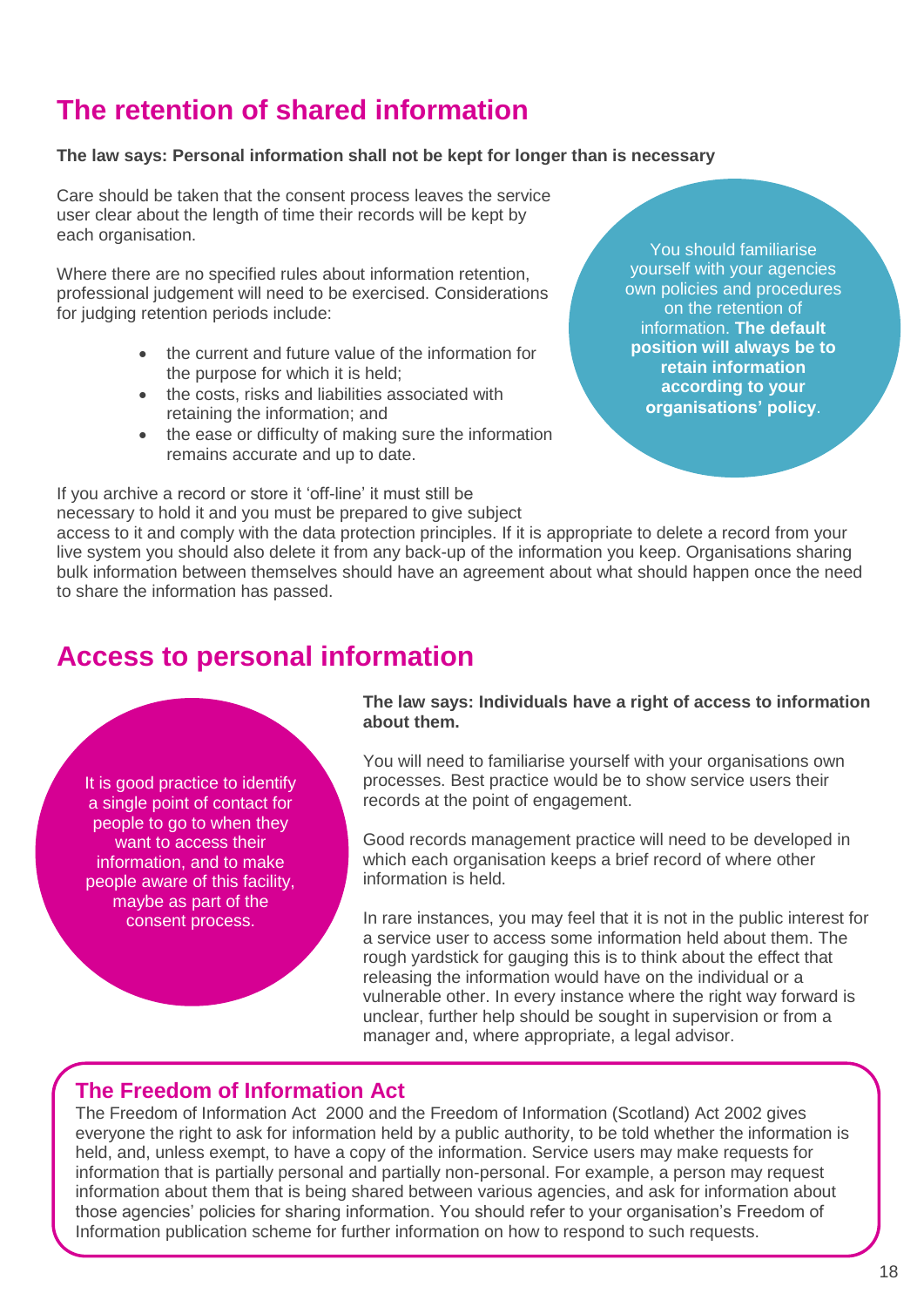## The retention of shared information

**The law says: Personal information shall not be kept for longer than is necessary**

Care should be taken that the consent process leaves the service user clear about the length of time their records will be kept by each organisation.

Where there are no specified rules about information retention, professional judgement will need to be exercised. Considerations for judging retention periods include:

- the current and future value of the information for the purpose for which it is held;
- the costs, risks and liabilities associated with retaining the information; and
- the ease or difficulty of making sure the information remains accurate and up to date.

You should familiarise yourself with your agencies own policies and procedures on the retention of information. **The default position will always be to retain information according to your organisations' policy**.

If you archive a record or store it 'off-line' it must still be necessary to hold it and you must be prepared to give subject access to it and comply with the data protection principles. If it is appropriate to delete a record from your live system you should also delete it from any back-up of the information you keep. Organisations sharing bulk information between themselves should have an agreement about what should happen once the need to share the information has passed.

## Access to personal information

It is good practice to identify a single point of contact for people to go to when they want to access their information, and to make people aware of this facility, maybe as part of the consent process.

**The law says: Individuals have a right of access to information about them.**

You will need to familiarise yourself with your organisations own processes. Best practice would be to show service users their records at the point of engagement.

Good records management practice will need to be developed in which each organisation keeps a brief record of where other information is held.

In rare instances, you may feel that it is not in the public interest for a service user to access some information held about them. The rough yardstick for gauging this is to think about the effect that releasing the information would have on the individual or a vulnerable other. In every instance where the right way forward is unclear, further help should be sought in supervision or from a manager and, where appropriate, a legal advisor.

### The Freedom of Information Act

The Freedom of Information Act 2000 and the Freedom of Information (Scotland) Act 2002 gives everyone the right to ask for information held by a public authority, to be told whether the information is held, and, unless exempt, to have a copy of the information. Service users may make requests for information that is partially personal and partially non-personal. For example, a person may request information about them that is being shared between various agencies, and ask for information about those agencies' policies for sharing information. You should refer to your organisation's Freedom of Information publication scheme for further information on how to respond to such requests.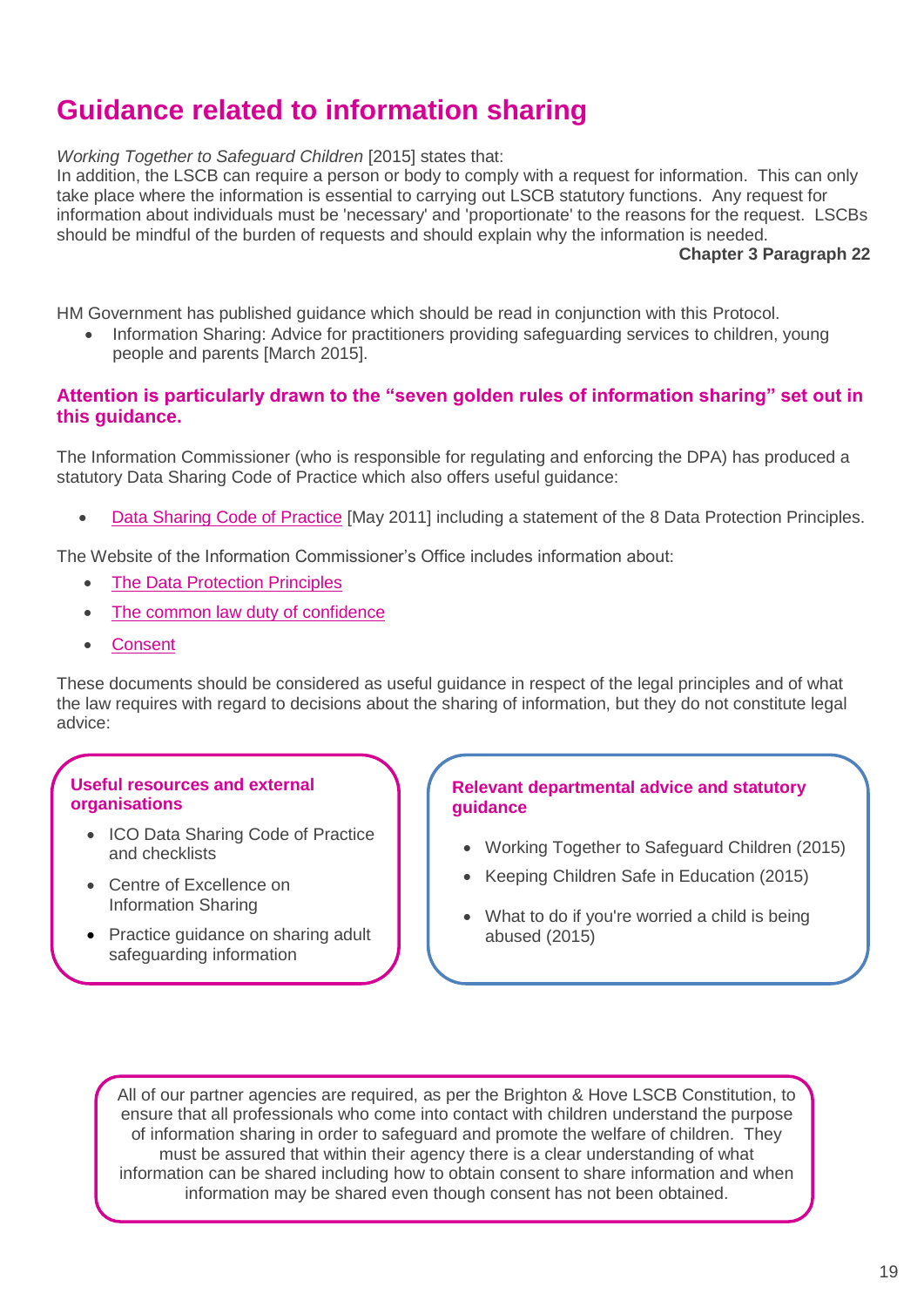# Guidance related to information sharing

*Working Together to Safeguard Children* [2015] states that:

In addition, the LSCB can require a person or body to comply with a request for information. This can only take place where the information is essential to carrying out LSCB statutory functions. Any request for information about individuals must be 'necessary' and 'proportionate' to the reasons for the request. LSCBs should be mindful of the burden of requests and should explain why the information is needed.

**Chapter 3 Paragraph 22**

HM Government has published guidance which should be read in conjunction with this Protocol.

- Information Sharing: Advice for practitioners providing safeguarding services to children, young people and parents [March 2015].

**Attention is particularly drawn to the "seven golden rules of information sharing" set out in this guidance.**

The Information Commissioner (who is responsible for regulating and enforcing the DPA) has produced a statutory Data Sharing Code of Practice which also offers useful guidance:

- Data Sharing Code of Practice [May 2011] including a statement of the 8 Data Protection Principles.

The Website of the Information Commissioner's Office includes information about:

- The Data Protection Principles
- The common law duty of confidence
- Consent

These documents should be considered as useful guidance in respect of the legal principles and of what the law requires with regard to decisions about the sharing of information, but they do not constitute legal advice:

**Useful resources and external organisations**

- ICO Data Sharing Code of Practice and checklists
- Centre of Excellence on Information Sharing
- Practice guidance on sharing adult safeguarding information

**Relevant departmental advice and statutory guidance**

- Working Together to Safeguard Children (2015)
- Keeping Children Safe in Education (2015)
- What to do if you're worried a child is being abused (2015)

All of our partner agencies are required, as per the Brighton & Hove LSCB Constitution, to ensure that all professionals who come into contact with children understand the purpose of information sharing in order to safeguard and promote the welfare of children. They must be assured that within their agency there is a clear understanding of what information can be shared including how to obtain consent to share information and when information may be shared even though consent has not been obtained.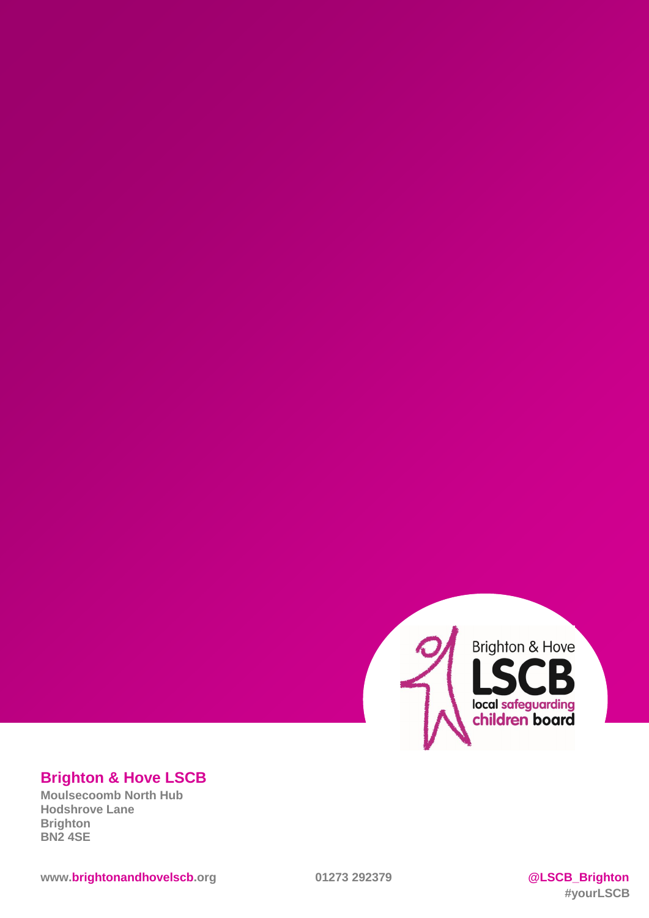Brighton & Hove

LSCB

local safeguarding children board

**Brighton & Hove LSCB**

**Moulsecoomb North Hub**
**Hodshrove Lane**
**Brighton**
**BN2 4SE**

**www.brightonandhovelscb.org**

**01273 292379**

**@LSCB_Brighton**
**#yourLSCB**